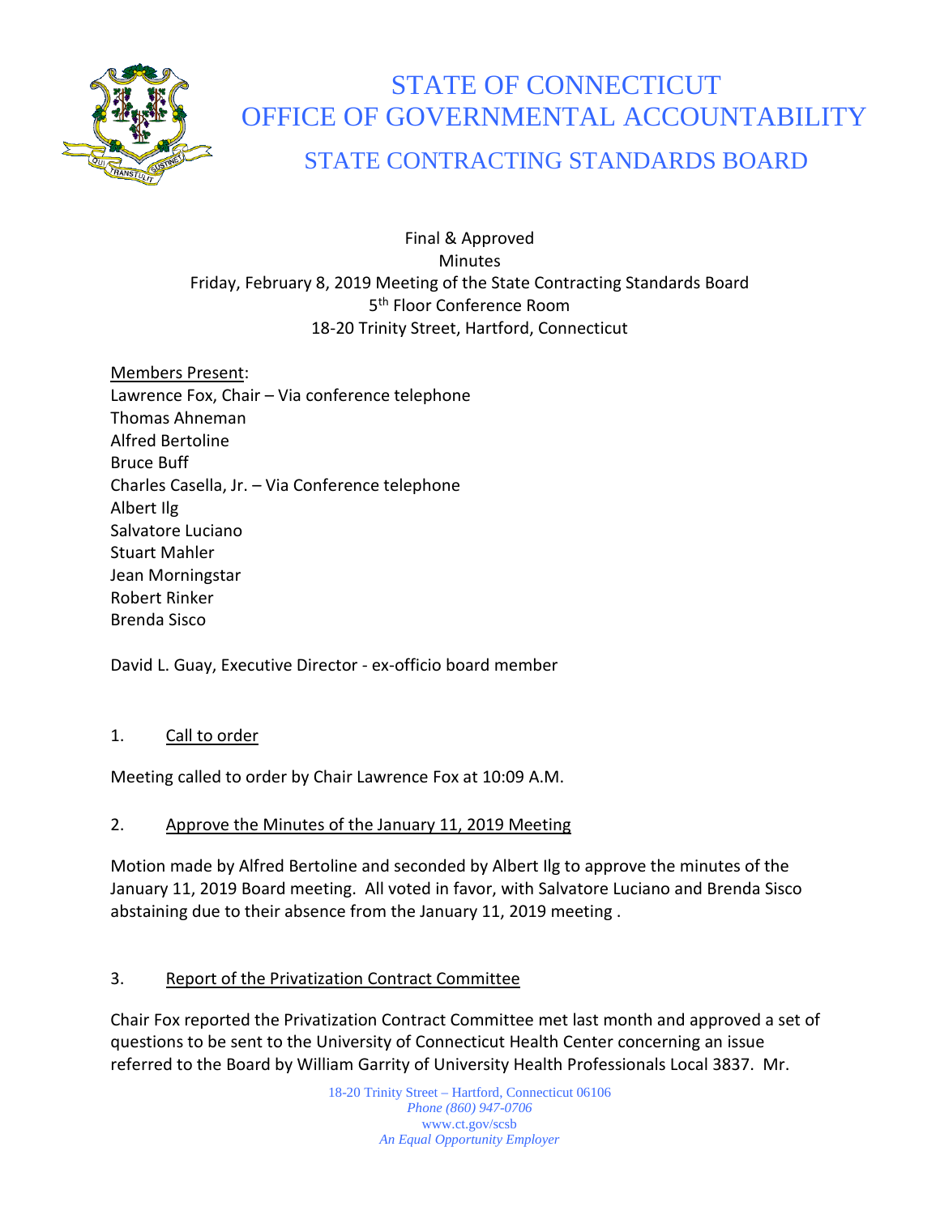# STATE OF CONNECTICUT
# OFFICE OF GOVERNMENTAL ACCOUNTABILITY
## STATE CONTRACTING STANDARDS BOARD

Final & Approved
Minutes
Friday, February 8, 2019 Meeting of the State Contracting Standards Board
5th Floor Conference Room
18-20 Trinity Street, Hartford, Connecticut

Members Present:
Lawrence Fox, Chair – Via conference telephone
Thomas Ahneman
Alfred Bertoline
Bruce Buff
Charles Casella, Jr. – Via Conference telephone
Albert Ilg
Salvatore Luciano
Stuart Mahler
Jean Morningstar
Robert Rinker
Brenda Sisco

David L. Guay, Executive Director - ex-officio board member

1. Call to order

Meeting called to order by Chair Lawrence Fox at 10:09 A.M.

2. Approve the Minutes of the January 11, 2019 Meeting

Motion made by Alfred Bertoline and seconded by Albert Ilg to approve the minutes of the January 11, 2019 Board meeting. All voted in favor, with Salvatore Luciano and Brenda Sisco abstaining due to their absence from the January 11, 2019 meeting .

3. Report of the Privatization Contract Committee

Chair Fox reported the Privatization Contract Committee met last month and approved a set of questions to be sent to the University of Connecticut Health Center concerning an issue referred to the Board by William Garrity of University Health Professionals Local 3837. Mr.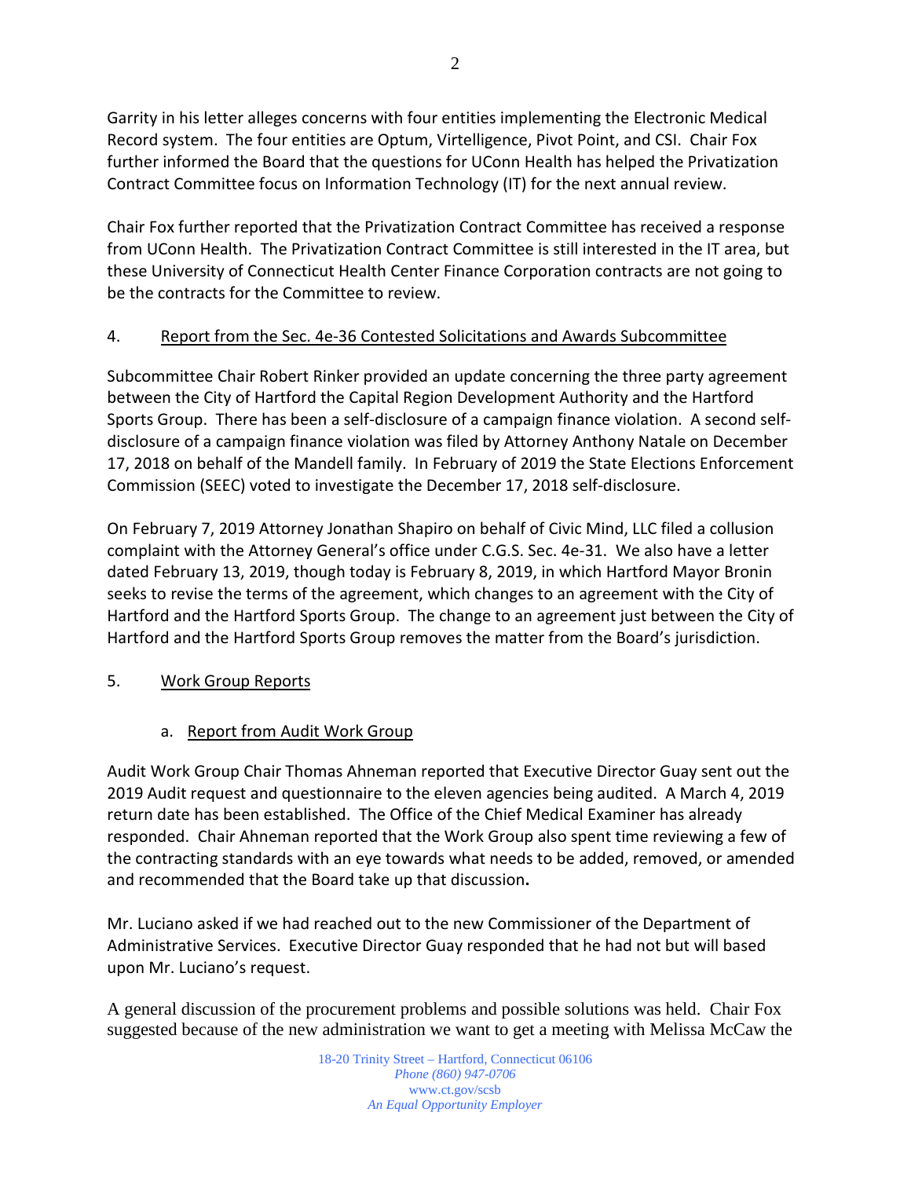Garrity in his letter alleges concerns with four entities implementing the Electronic Medical Record system. The four entities are Optum, Virtelligence, Pivot Point, and CSI. Chair Fox further informed the Board that the questions for UConn Health has helped the Privatization Contract Committee focus on Information Technology (IT) for the next annual review.

Chair Fox further reported that the Privatization Contract Committee has received a response from UConn Health. The Privatization Contract Committee is still interested in the IT area, but these University of Connecticut Health Center Finance Corporation contracts are not going to be the contracts for the Committee to review.

4. Report from the Sec. 4e-36 Contested Solicitations and Awards Subcommittee

Subcommittee Chair Robert Rinker provided an update concerning the three party agreement between the City of Hartford the Capital Region Development Authority and the Hartford Sports Group. There has been a self-disclosure of a campaign finance violation. A second self-disclosure of a campaign finance violation was filed by Attorney Anthony Natale on December 17, 2018 on behalf of the Mandell family. In February of 2019 the State Elections Enforcement Commission (SEEC) voted to investigate the December 17, 2018 self-disclosure.

On February 7, 2019 Attorney Jonathan Shapiro on behalf of Civic Mind, LLC filed a collusion complaint with the Attorney General's office under C.G.S. Sec. 4e-31. We also have a letter dated February 13, 2019, though today is February 8, 2019, in which Hartford Mayor Bronin seeks to revise the terms of the agreement, which changes to an agreement with the City of Hartford and the Hartford Sports Group. The change to an agreement just between the City of Hartford and the Hartford Sports Group removes the matter from the Board's jurisdiction.

5. Work Group Reports

a. Report from Audit Work Group

Audit Work Group Chair Thomas Ahneman reported that Executive Director Guay sent out the 2019 Audit request and questionnaire to the eleven agencies being audited. A March 4, 2019 return date has been established. The Office of the Chief Medical Examiner has already responded. Chair Ahneman reported that the Work Group also spent time reviewing a few of the contracting standards with an eye towards what needs to be added, removed, or amended and recommended that the Board take up that discussion**.**

Mr. Luciano asked if we had reached out to the new Commissioner of the Department of Administrative Services. Executive Director Guay responded that he had not but will based upon Mr. Luciano's request.

A general discussion of the procurement problems and possible solutions was held. Chair Fox suggested because of the new administration we want to get a meeting with Melissa McCaw the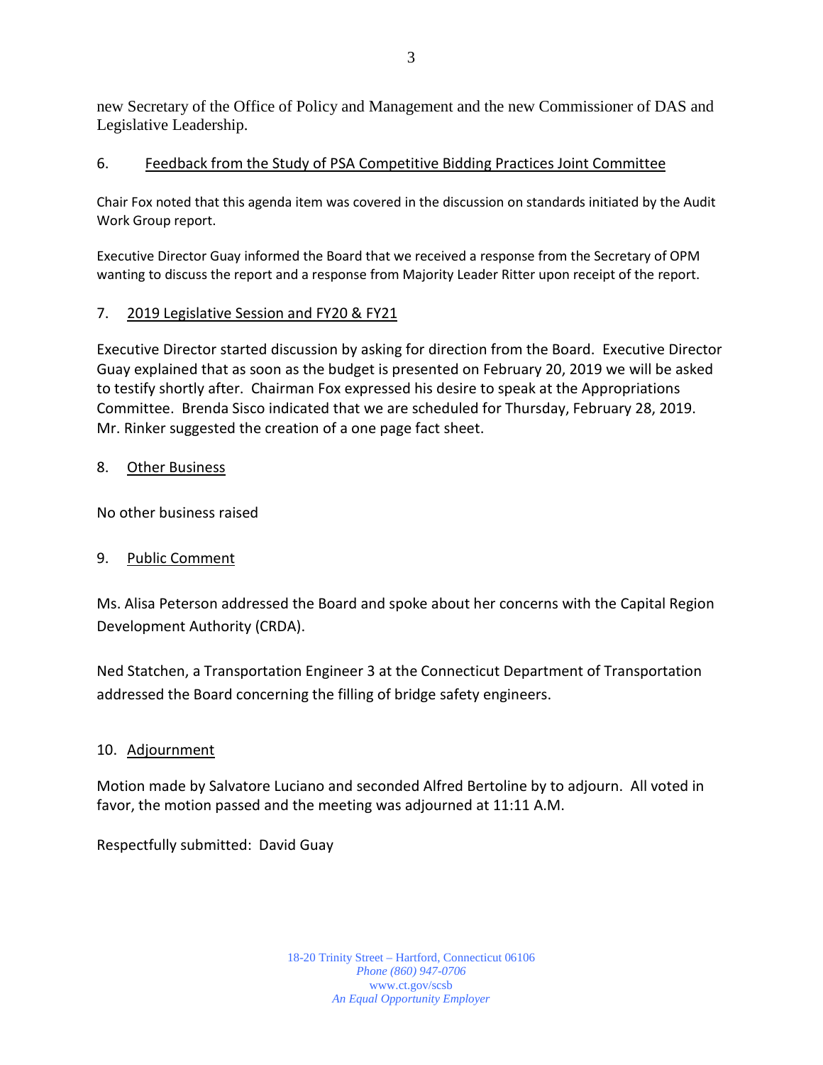new Secretary of the Office of Policy and Management and the new Commissioner of DAS and Legislative Leadership.

6. Feedback from the Study of PSA Competitive Bidding Practices Joint Committee

Chair Fox noted that this agenda item was covered in the discussion on standards initiated by the Audit Work Group report.

Executive Director Guay informed the Board that we received a response from the Secretary of OPM wanting to discuss the report and a response from Majority Leader Ritter upon receipt of the report.

7. 2019 Legislative Session and FY20 & FY21

Executive Director started discussion by asking for direction from the Board. Executive Director Guay explained that as soon as the budget is presented on February 20, 2019 we will be asked to testify shortly after. Chairman Fox expressed his desire to speak at the Appropriations Committee. Brenda Sisco indicated that we are scheduled for Thursday, February 28, 2019. Mr. Rinker suggested the creation of a one page fact sheet.

8. Other Business

No other business raised

9. Public Comment

Ms. Alisa Peterson addressed the Board and spoke about her concerns with the Capital Region Development Authority (CRDA).

Ned Statchen, a Transportation Engineer 3 at the Connecticut Department of Transportation addressed the Board concerning the filling of bridge safety engineers.

10. Adjournment

Motion made by Salvatore Luciano and seconded Alfred Bertoline by to adjourn. All voted in favor, the motion passed and the meeting was adjourned at 11:11 A.M.

Respectfully submitted: David Guay

18-20 Trinity Street – Hartford, Connecticut 06106
*Phone (860) 947-0706*
www.ct.gov/scsb
*An Equal Opportunity Employer*